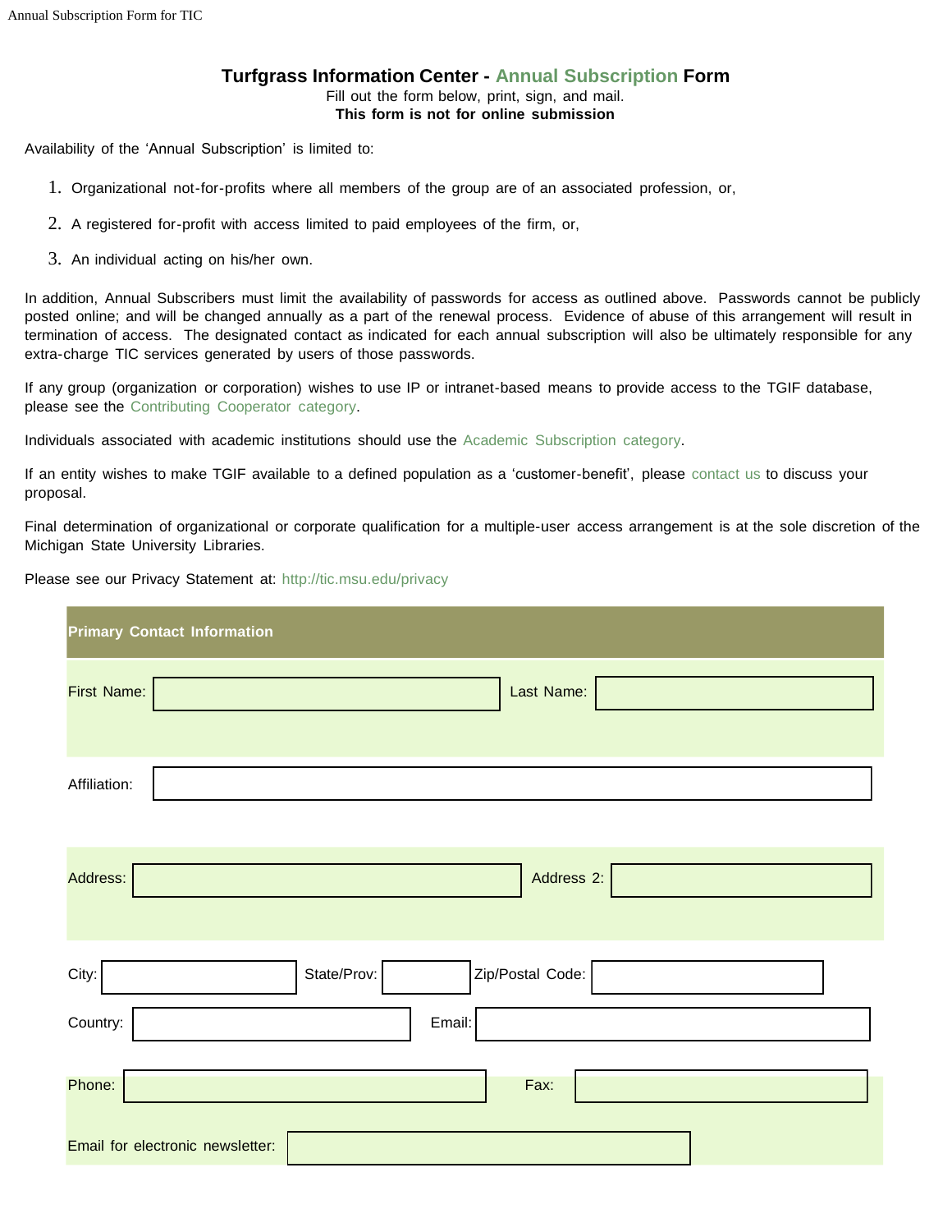# Turfgrass Information Center - Annual Subscription Form

Fill out the form below, print, sign, and mail.

**This form is not for online submission**

Availability of the 'Annual Subscription' is limited to:

1. Organizational not-for-profits where all members of the group are of an associated profession, or,
2. A registered for-profit with access limited to paid employees of the firm, or,
3. An individual acting on his/her own.

In addition, Annual Subscribers must limit the availability of passwords for access as outlined above. Passwords cannot be publicly posted online; and will be changed annually as a part of the renewal process. Evidence of abuse of this arrangement will result in termination of access. The designated contact as indicated for each annual subscription will also be ultimately responsible for any extra-charge TIC services generated by users of those passwords.

If any group (organization or corporation) wishes to use IP or intranet-based means to provide access to the TGIF database, please see the Contributing Cooperator category.

Individuals associated with academic institutions should use the Academic Subscription category.

If an entity wishes to make TGIF available to a defined population as a 'customer-benefit', please contact us to discuss your proposal.

Final determination of organizational or corporate qualification for a multiple-user access arrangement is at the sole discretion of the Michigan State University Libraries.

Please see our Privacy Statement at: http://tic.msu.edu/privacy

## Primary Contact Information

First Name: ______________________ Last Name: ______________________

Affiliation: ______________________

Address: ______________________ Address 2: ______________________

City: ______________ State/Prov: ________ Zip/Postal Code: ______________

Country: ______________________ Email: ______________________

Phone: ______________________ Fax: ______________________

Email for electronic newsletter: ______________________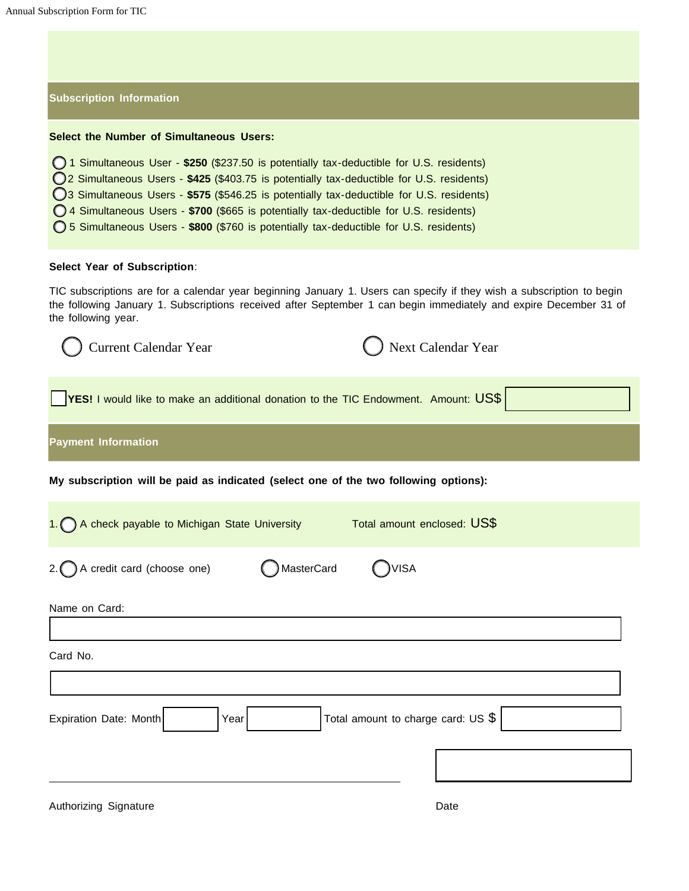## Subscription Information

**Select the Number of Simultaneous Users:**

- ◯ 1 Simultaneous User - **$250** ($237.50 is potentially tax-deductible for U.S. residents)
- ◯ 2 Simultaneous Users - **$425** ($403.75 is potentially tax-deductible for U.S. residents)
- ◯ 3 Simultaneous Users - **$575** ($546.25 is potentially tax-deductible for U.S. residents)
- ◯ 4 Simultaneous Users - **$700** ($665 is potentially tax-deductible for U.S. residents)
- ◯ 5 Simultaneous Users - **$800** ($760 is potentially tax-deductible for U.S. residents)

**Select Year of Subscription**:

TIC subscriptions are for a calendar year beginning January 1. Users can specify if they wish a subscription to begin the following January 1. Subscriptions received after September 1 can begin immediately and expire December 31 of the following year.

◯ Current Calendar Year ◯ Next Calendar Year

☐ **YES!** I would like to make an additional donation to the TIC Endowment. Amount: US$ ____________

## Payment Information

**My subscription will be paid as indicated (select one of the two following options):**

1. ◯ A check payable to Michigan State University Total amount enclosed: US$

2. ◯ A credit card (choose one) ◯ MasterCard ◯ VISA

Name on Card:

____________________________________________

Card No.

____________________________________________

Expiration Date: Month ________ Year ________ Total amount to charge card: US $ ________

____________________________________________ ____________

Authorizing Signature Date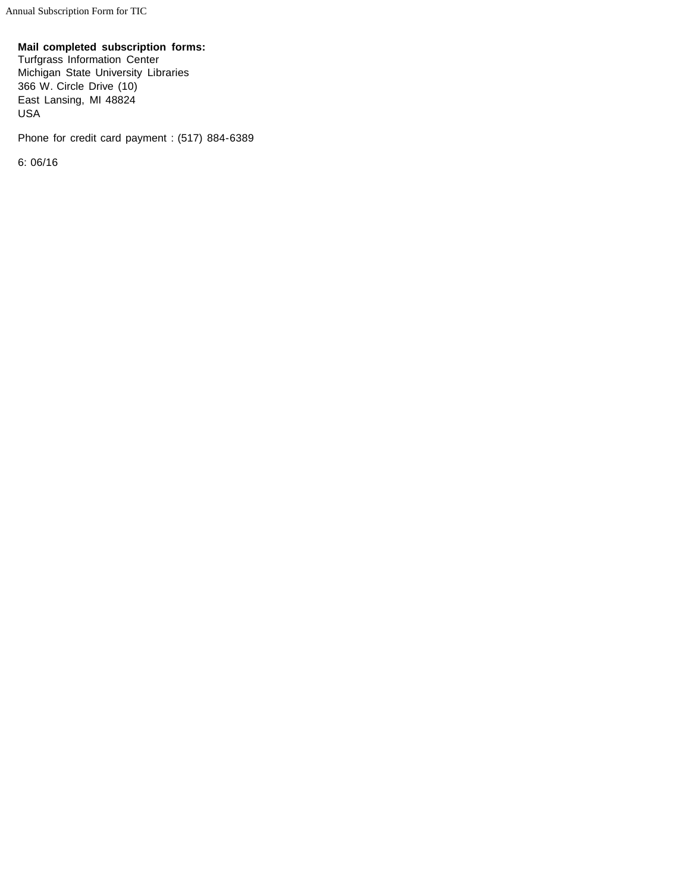**Mail completed subscription forms:**
Turfgrass Information Center
Michigan State University Libraries
366 W. Circle Drive (10)
East Lansing, MI 48824
USA

Phone for credit card payment : (517) 884-6389

6: 06/16